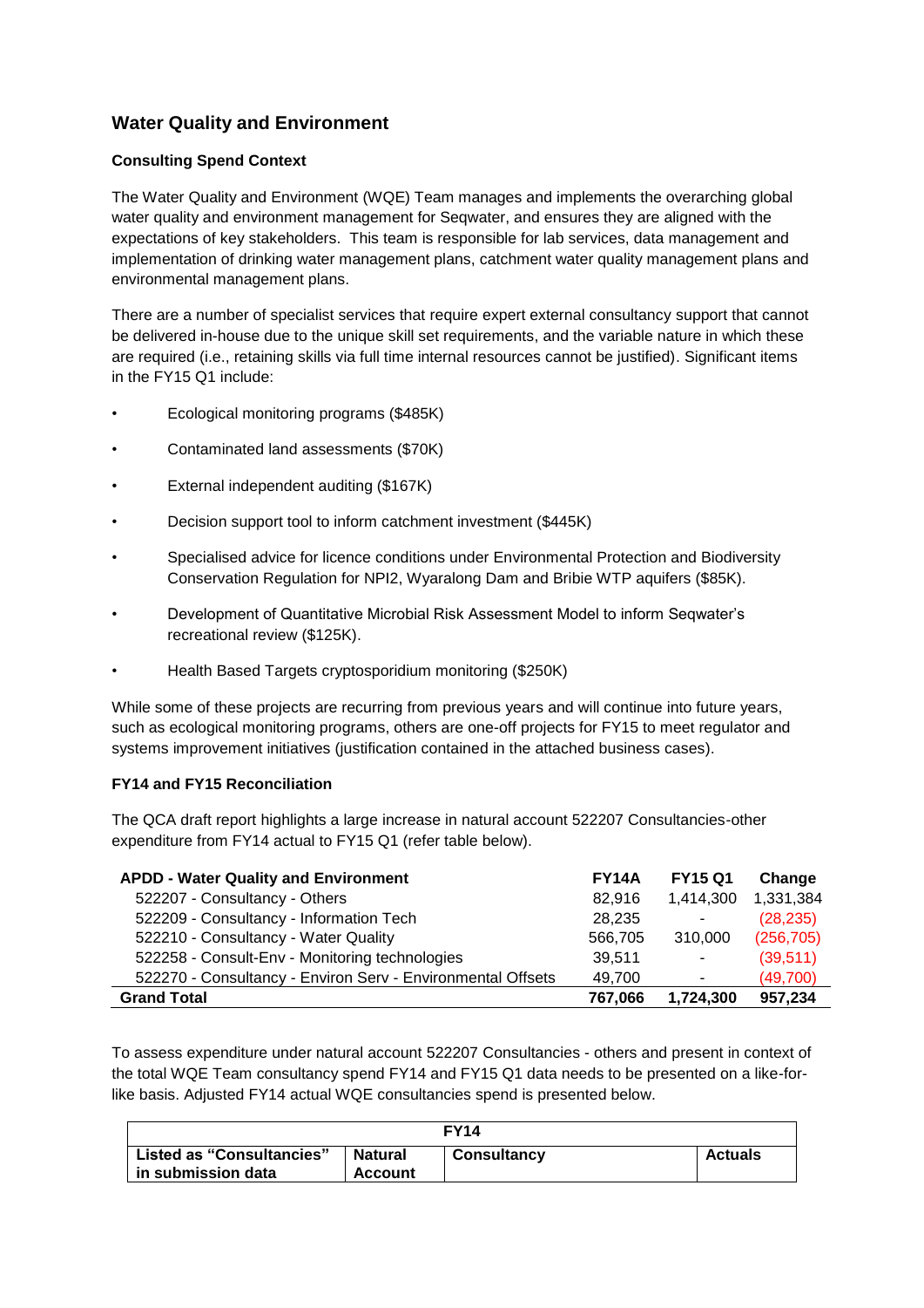## Water Quality and Environment

### Consulting Spend Context

The Water Quality and Environment (WQE) Team manages and implements the overarching global water quality and environment management for Seqwater, and ensures they are aligned with the expectations of key stakeholders. This team is responsible for lab services, data management and implementation of drinking water management plans, catchment water quality management plans and environmental management plans.

There are a number of specialist services that require expert external consultancy support that cannot be delivered in-house due to the unique skill set requirements, and the variable nature in which these are required (i.e., retaining skills via full time internal resources cannot be justified). Significant items in the FY15 Q1 include:

- Ecological monitoring programs ($485K)
- Contaminated land assessments ($70K)
- External independent auditing ($167K)
- Decision support tool to inform catchment investment ($445K)
- Specialised advice for licence conditions under Environmental Protection and Biodiversity Conservation Regulation for NPI2, Wyaralong Dam and Bribie WTP aquifers ($85K).
- Development of Quantitative Microbial Risk Assessment Model to inform Seqwater's recreational review ($125K).
- Health Based Targets cryptosporidium monitoring ($250K)

While some of these projects are recurring from previous years and will continue into future years, such as ecological monitoring programs, others are one-off projects for FY15 to meet regulator and systems improvement initiatives (justification contained in the attached business cases).

### FY14 and FY15 Reconciliation

The QCA draft report highlights a large increase in natural account 522207 Consultancies-other expenditure from FY14 actual to FY15 Q1 (refer table below).

| APDD - Water Quality and Environment | FY14A | FY15 Q1 | Change |
|---|---|---|---|
| 522207 - Consultancy - Others | 82,916 | 1,414,300 | 1,331,384 |
| 522209 - Consultancy - Information Tech | 28,235 | - | (28,235) |
| 522210 - Consultancy - Water Quality | 566,705 | 310,000 | (256,705) |
| 522258 - Consult-Env - Monitoring technologies | 39,511 | - | (39,511) |
| 522270 - Consultancy - Environ Serv - Environmental Offsets | 49,700 | - | (49,700) |
| **Grand Total** | **767,066** | **1,724,300** | **957,234** |

To assess expenditure under natural account 522207 Consultancies - others and present in context of the total WQE Team consultancy spend FY14 and FY15 Q1 data needs to be presented on a like-for-like basis. Adjusted FY14 actual WQE consultancies spend is presented below.

| FY14 | | | |
|---|---|---|---|
| **Listed as "Consultancies" in submission data** | **Natural Account** | **Consultancy** | **Actuals** |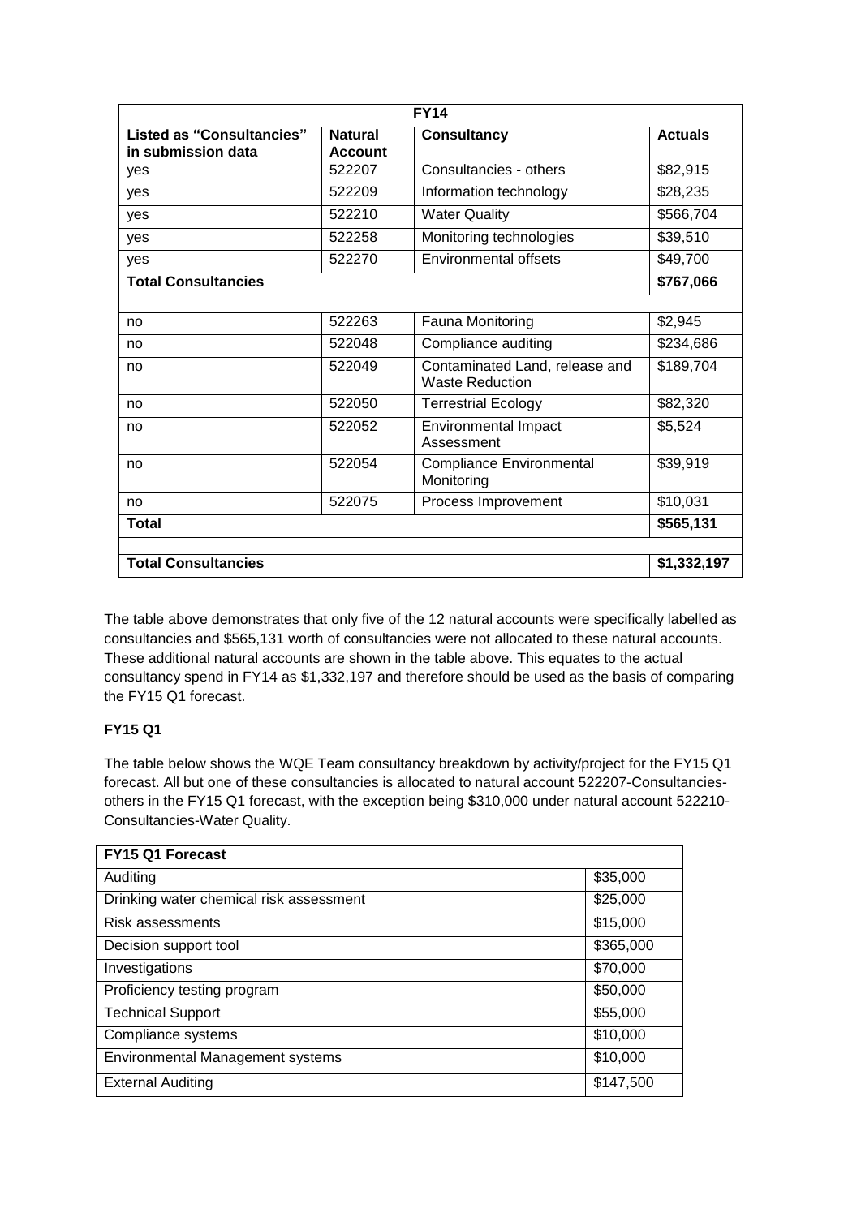| FY14 | | | |
|---|---|---|---|
| **Listed as "Consultancies" in submission data** | **Natural Account** | **Consultancy** | **Actuals** |
| yes | 522207 | Consultancies - others | $82,915 |
| yes | 522209 | Information technology | $28,235 |
| yes | 522210 | Water Quality | $566,704 |
| yes | 522258 | Monitoring technologies | $39,510 |
| yes | 522270 | Environmental offsets | $49,700 |
| **Total Consultancies** | | | **$767,066** |
| | | | |
| no | 522263 | Fauna Monitoring | $2,945 |
| no | 522048 | Compliance auditing | $234,686 |
| no | 522049 | Contaminated Land, release and Waste Reduction | $189,704 |
| no | 522050 | Terrestrial Ecology | $82,320 |
| no | 522052 | Environmental Impact Assessment | $5,524 |
| no | 522054 | Compliance Environmental Monitoring | $39,919 |
| no | 522075 | Process Improvement | $10,031 |
| **Total** | | | **$565,131** |
| | | | |
| **Total Consultancies** | | | **$1,332,197** |

The table above demonstrates that only five of the 12 natural accounts were specifically labelled as consultancies and $565,131 worth of consultancies were not allocated to these natural accounts. These additional natural accounts are shown in the table above. This equates to the actual consultancy spend in FY14 as $1,332,197 and therefore should be used as the basis of comparing the FY15 Q1 forecast.

**FY15 Q1**

The table below shows the WQE Team consultancy breakdown by activity/project for the FY15 Q1 forecast. All but one of these consultancies is allocated to natural account 522207-Consultancies-others in the FY15 Q1 forecast, with the exception being $310,000 under natural account 522210-Consultancies-Water Quality.

| **FY15 Q1 Forecast** | |
|---|---|
| Auditing | $35,000 |
| Drinking water chemical risk assessment | $25,000 |
| Risk assessments | $15,000 |
| Decision support tool | $365,000 |
| Investigations | $70,000 |
| Proficiency testing program | $50,000 |
| Technical Support | $55,000 |
| Compliance systems | $10,000 |
| Environmental Management systems | $10,000 |
| External Auditing | $147,500 |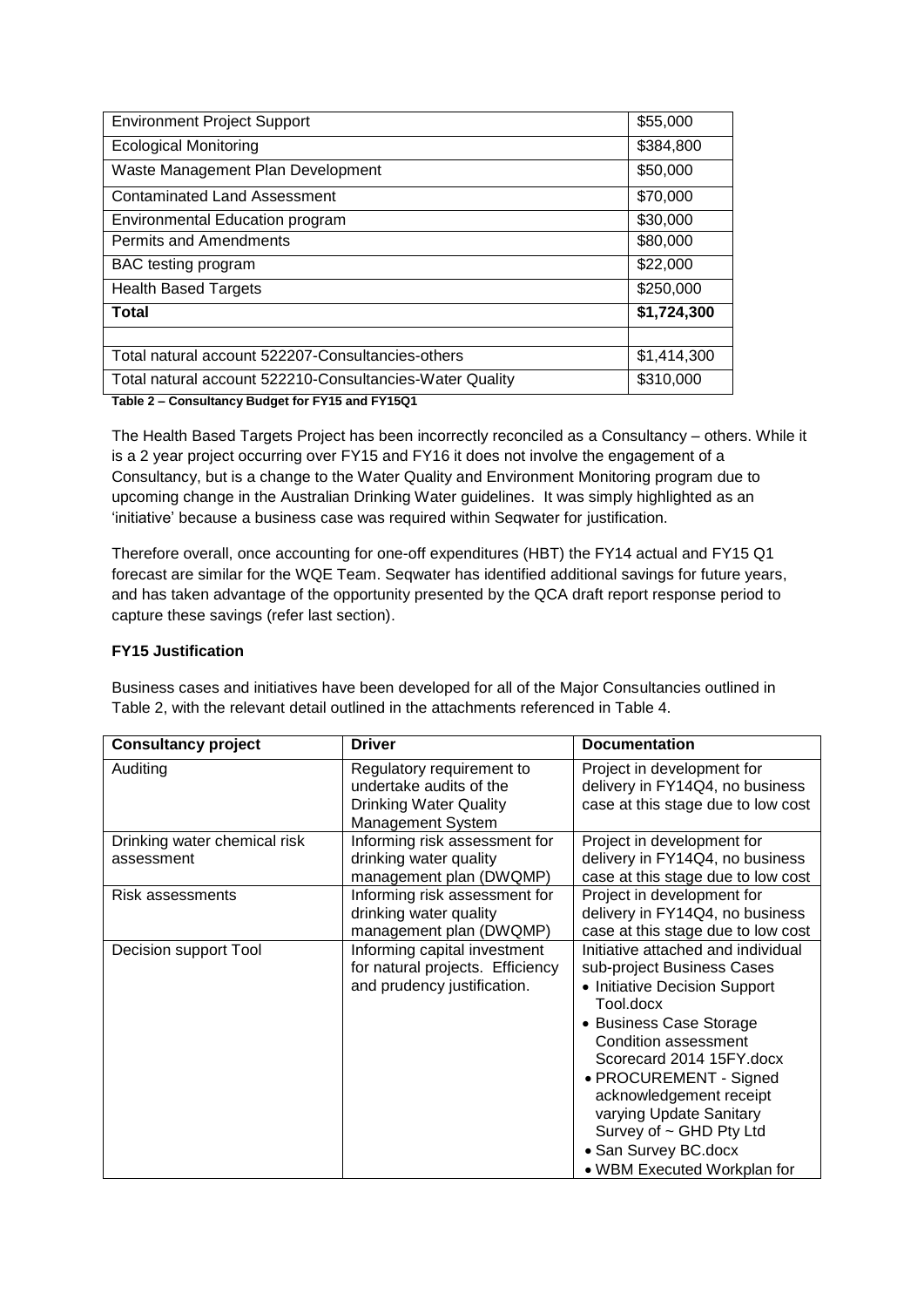| Environment Project Support | $55,000 |
|---|---|
| Ecological Monitoring | $384,800 |
| Waste Management Plan Development | $50,000 |
| Contaminated Land Assessment | $70,000 |
| Environmental Education program | $30,000 |
| Permits and Amendments | $80,000 |
| BAC testing program | $22,000 |
| Health Based Targets | $250,000 |
| **Total** | **$1,724,300** |
| | |
| Total natural account 522207-Consultancies-others | $1,414,300 |
| Total natural account 522210-Consultancies-Water Quality | $310,000 |

**Table 2 – Consultancy Budget for FY15 and FY15Q1**

The Health Based Targets Project has been incorrectly reconciled as a Consultancy – others. While it is a 2 year project occurring over FY15 and FY16 it does not involve the engagement of a Consultancy, but is a change to the Water Quality and Environment Monitoring program due to upcoming change in the Australian Drinking Water guidelines. It was simply highlighted as an 'initiative' because a business case was required within Seqwater for justification.

Therefore overall, once accounting for one-off expenditures (HBT) the FY14 actual and FY15 Q1 forecast are similar for the WQE Team. Seqwater has identified additional savings for future years, and has taken advantage of the opportunity presented by the QCA draft report response period to capture these savings (refer last section).

**FY15 Justification**

Business cases and initiatives have been developed for all of the Major Consultancies outlined in Table 2, with the relevant detail outlined in the attachments referenced in Table 4.

| Consultancy project | Driver | Documentation |
|---|---|---|
| Auditing | Regulatory requirement to undertake audits of the Drinking Water Quality Management System | Project in development for delivery in FY14Q4, no business case at this stage due to low cost |
| Drinking water chemical risk assessment | Informing risk assessment for drinking water quality management plan (DWQMP) | Project in development for delivery in FY14Q4, no business case at this stage due to low cost |
| Risk assessments | Informing risk assessment for drinking water quality management plan (DWQMP) | Project in development for delivery in FY14Q4, no business case at this stage due to low cost |
| Decision support Tool | Informing capital investment for natural projects. Efficiency and prudency justification. | Initiative attached and individual sub-project Business Cases<br>• Initiative Decision Support Tool.docx<br>• Business Case Storage Condition assessment Scorecard 2014 15FY.docx<br>• PROCUREMENT - Signed acknowledgement receipt varying Update Sanitary Survey of ~ GHD Pty Ltd<br>• San Survey BC.docx<br>• WBM Executed Workplan for |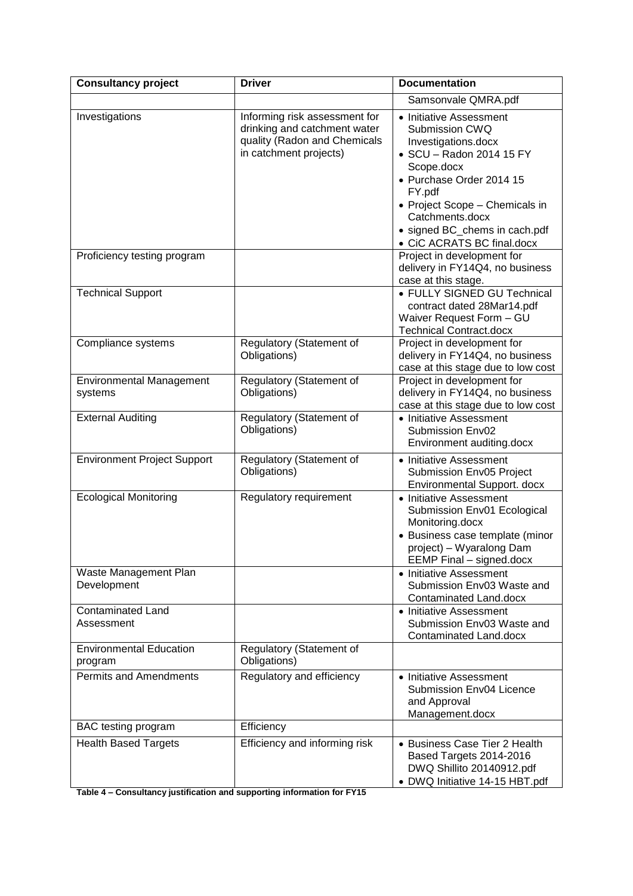| Consultancy project | Driver | Documentation |
| --- | --- | --- |
| | | Samsonvale QMRA.pdf |
| Investigations | Informing risk assessment for drinking and catchment water quality (Radon and Chemicals in catchment projects) | • Initiative Assessment Submission CWQ Investigations.docx<br>• SCU – Radon 2014 15 FY Scope.docx<br>• Purchase Order 2014 15 FY.pdf<br>• Project Scope – Chemicals in Catchments.docx<br>• signed BC_chems in cach.pdf<br>• CiC ACRATS BC final.docx |
| Proficiency testing program | | Project in development for delivery in FY14Q4, no business case at this stage. |
| Technical Support | | • FULLY SIGNED GU Technical contract dated 28Mar14.pdf<br>Waiver Request Form – GU Technical Contract.docx |
| Compliance systems | Regulatory (Statement of Obligations) | Project in development for delivery in FY14Q4, no business case at this stage due to low cost |
| Environmental Management systems | Regulatory (Statement of Obligations) | Project in development for delivery in FY14Q4, no business case at this stage due to low cost |
| External Auditing | Regulatory (Statement of Obligations) | • Initiative Assessment Submission Env02 Environment auditing.docx |
| Environment Project Support | Regulatory (Statement of Obligations) | • Initiative Assessment Submission Env05 Project Environmental Support. docx |
| Ecological Monitoring | Regulatory requirement | • Initiative Assessment Submission Env01 Ecological Monitoring.docx<br>• Business case template (minor project) – Wyaralong Dam EEMP Final – signed.docx |
| Waste Management Plan Development | | • Initiative Assessment Submission Env03 Waste and Contaminated Land.docx |
| Contaminated Land Assessment | | • Initiative Assessment Submission Env03 Waste and Contaminated Land.docx |
| Environmental Education program | Regulatory (Statement of Obligations) | |
| Permits and Amendments | Regulatory and efficiency | • Initiative Assessment Submission Env04 Licence and Approval Management.docx |
| BAC testing program | Efficiency | |
| Health Based Targets | Efficiency and informing risk | • Business Case Tier 2 Health Based Targets 2014-2016 DWQ Shillito 20140912.pdf<br>• DWQ Initiative 14-15 HBT.pdf |

**Table 4 – Consultancy justification and supporting information for FY15**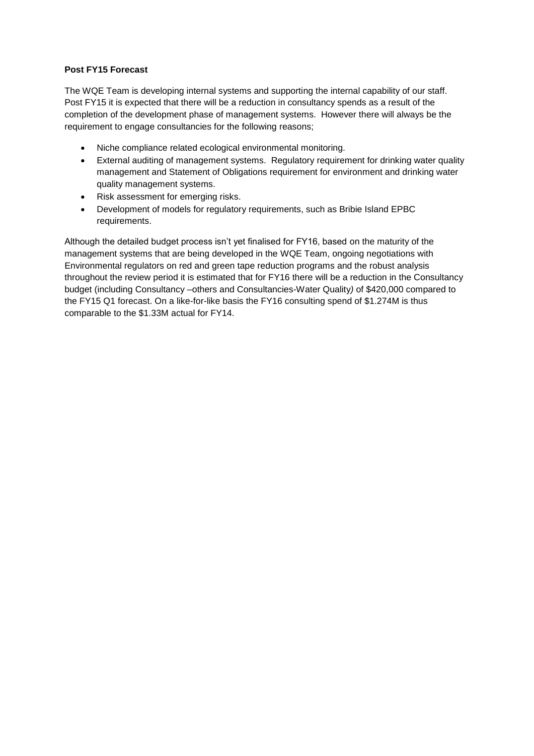**Post FY15 Forecast**

The WQE Team is developing internal systems and supporting the internal capability of our staff. Post FY15 it is expected that there will be a reduction in consultancy spends as a result of the completion of the development phase of management systems. However there will always be the requirement to engage consultancies for the following reasons;

- Niche compliance related ecological environmental monitoring.
- External auditing of management systems. Regulatory requirement for drinking water quality management and Statement of Obligations requirement for environment and drinking water quality management systems.
- Risk assessment for emerging risks.
- Development of models for regulatory requirements, such as Bribie Island EPBC requirements.

Although the detailed budget process isn't yet finalised for FY16, based on the maturity of the management systems that are being developed in the WQE Team, ongoing negotiations with Environmental regulators on red and green tape reduction programs and the robust analysis throughout the review period it is estimated that for FY16 there will be a reduction in the Consultancy budget (including Consultancy –others and Consultancies-Water Quality*)* of $420,000 compared to the FY15 Q1 forecast. On a like-for-like basis the FY16 consulting spend of $1.274M is thus comparable to the $1.33M actual for FY14.